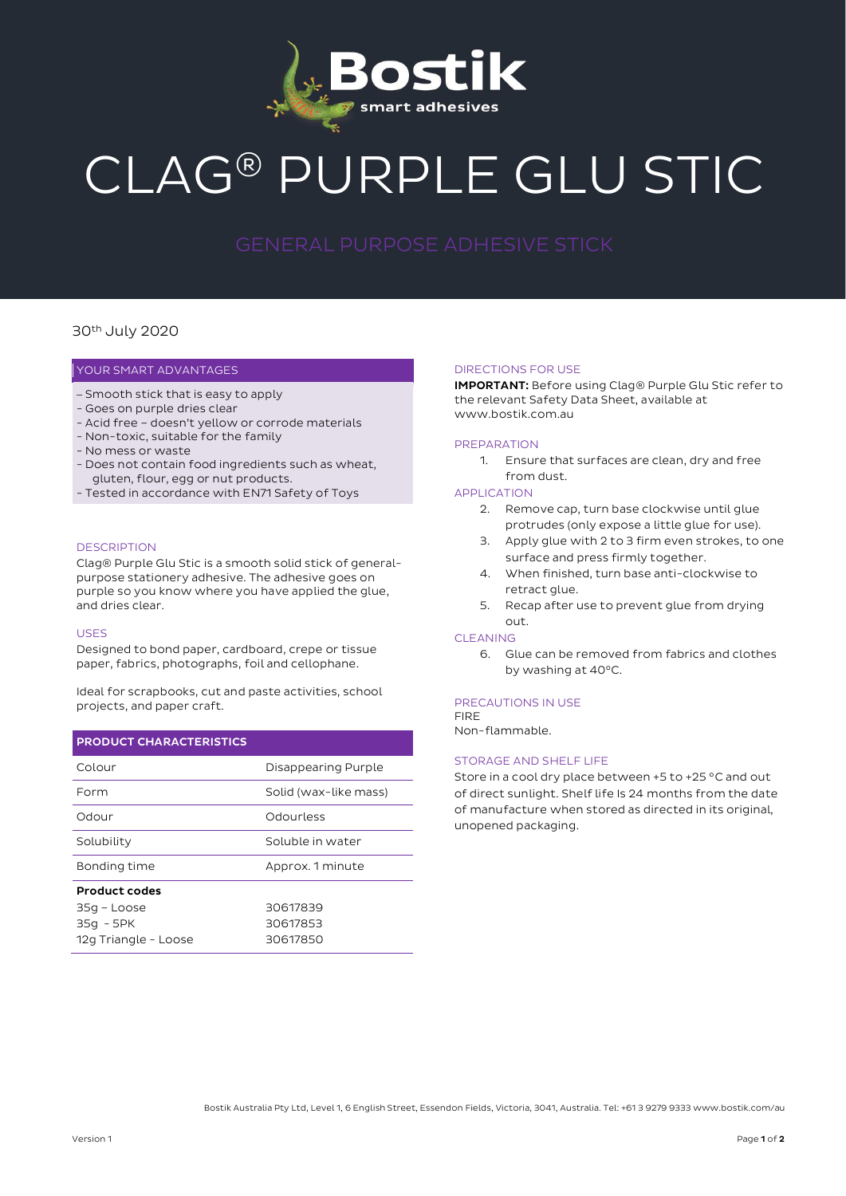Bostik smart adhesives

# CLAG® PURPLE GLU STIC

## GENERAL PURPOSE ADHESIVE STICK

30th July 2020

### YOUR SMART ADVANTAGES

- Smooth stick that is easy to apply
- Goes on purple dries clear
- Acid free – doesn't yellow or corrode materials
- Non-toxic, suitable for the family
- No mess or waste
- Does not contain food ingredients such as wheat, gluten, flour, egg or nut products.
- Tested in accordance with EN71 Safety of Toys

### DESCRIPTION

Clag® Purple Glu Stic is a smooth solid stick of general-purpose stationery adhesive. The adhesive goes on purple so you know where you have applied the glue, and dries clear.

### USES

Designed to bond paper, cardboard, crepe or tissue paper, fabrics, photographs, foil and cellophane.

Ideal for scrapbooks, cut and paste activities, school projects, and paper craft.

| PRODUCT CHARACTERISTICS | |
|---|---|
| Colour | Disappearing Purple |
| Form | Solid (wax-like mass) |
| Odour | Odourless |
| Solubility | Soluble in water |
| Bonding time | Approx. 1 minute |
| **Product codes** | |
| 35g – Loose | 30617839 |
| 35g - 5PK | 30617853 |
| 12g Triangle - Loose | 30617850 |

### DIRECTIONS FOR USE

**IMPORTANT:** Before using Clag® Purple Glu Stic refer to the relevant Safety Data Sheet, available at www.bostik.com.au

### PREPARATION

1. Ensure that surfaces are clean, dry and free from dust.

### APPLICATION

2. Remove cap, turn base clockwise until glue protrudes (only expose a little glue for use).
3. Apply glue with 2 to 3 firm even strokes, to one surface and press firmly together.
4. When finished, turn base anti-clockwise to retract glue.
5. Recap after use to prevent glue from drying out.

### CLEANING

6. Glue can be removed from fabrics and clothes by washing at 40°C.

### PRECAUTIONS IN USE

FIRE
Non-flammable.

### STORAGE AND SHELF LIFE

Store in a cool dry place between +5 to +25 °C and out of direct sunlight. Shelf life Is 24 months from the date of manufacture when stored as directed in its original, unopened packaging.

Bostik Australia Pty Ltd, Level 1, 6 English Street, Essendon Fields, Victoria, 3041, Australia. Tel: +61 3 9279 9333 www.bostik.com/au

Version 1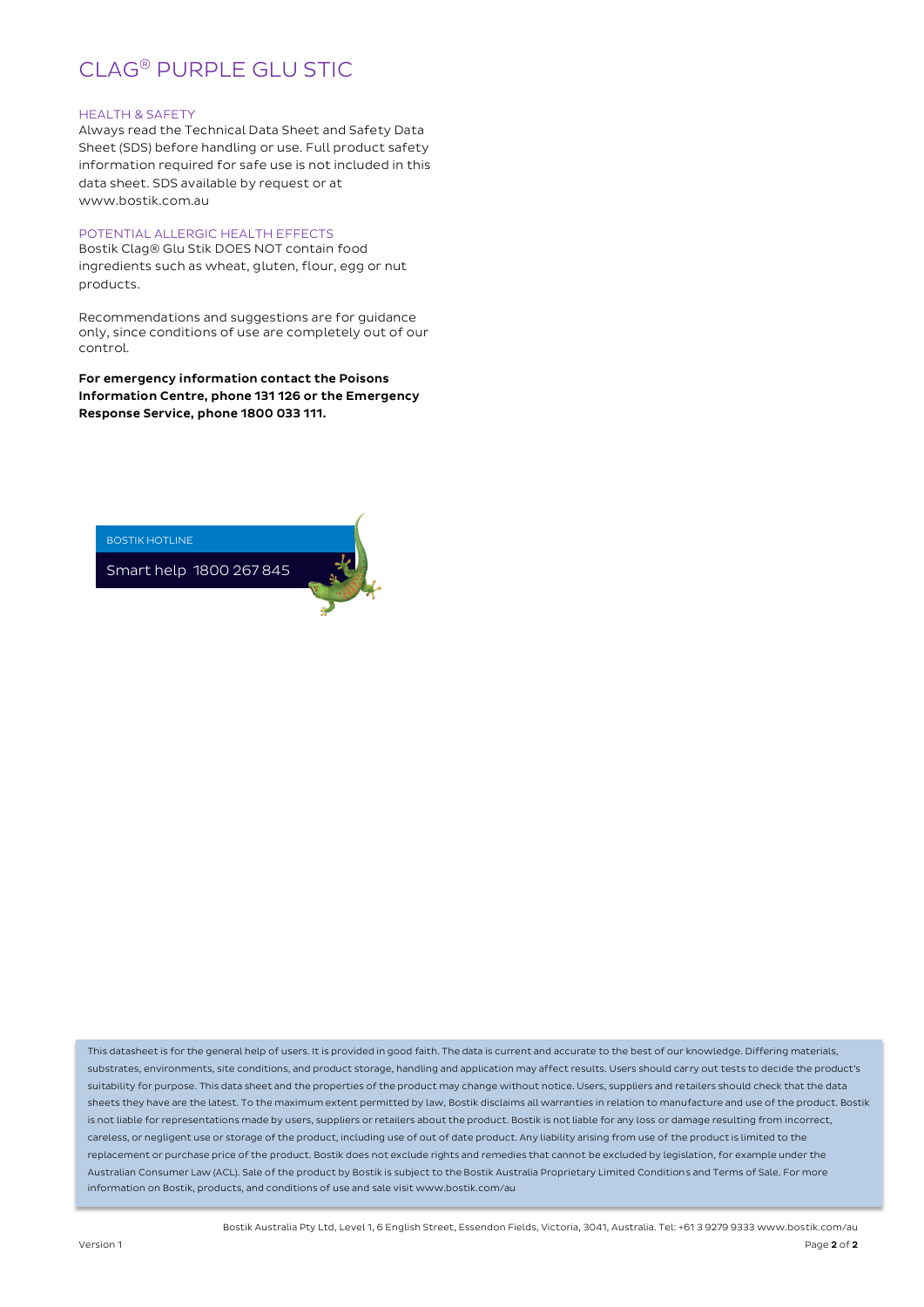# CLAG® PURPLE GLU STIC

## HEALTH & SAFETY

Always read the Technical Data Sheet and Safety Data Sheet (SDS) before handling or use. Full product safety information required for safe use is not included in this data sheet. SDS available by request or at www.bostik.com.au

## POTENTIAL ALLERGIC HEALTH EFFECTS

Bostik Clag® Glu Stik DOES NOT contain food ingredients such as wheat, gluten, flour, egg or nut products.

Recommendations and suggestions are for guidance only, since conditions of use are completely out of our control.

**For emergency information contact the Poisons Information Centre, phone 131 126 or the Emergency Response Service, phone 1800 033 111.**

BOSTIK HOTLINE

Smart help 1800 267 845

This datasheet is for the general help of users. It is provided in good faith. The data is current and accurate to the best of our knowledge. Differing materials, substrates, environments, site conditions, and product storage, handling and application may affect results. Users should carry out tests to decide the product's suitability for purpose. This data sheet and the properties of the product may change without notice. Users, suppliers and retailers should check that the data sheets they have are the latest. To the maximum extent permitted by law, Bostik disclaims all warranties in relation to manufacture and use of the product. Bostik is not liable for representations made by users, suppliers or retailers about the product. Bostik is not liable for any loss or damage resulting from incorrect, careless, or negligent use or storage of the product, including use of out of date product. Any liability arising from use of the product is limited to the replacement or purchase price of the product. Bostik does not exclude rights and remedies that cannot be excluded by legislation, for example under the Australian Consumer Law (ACL). Sale of the product by Bostik is subject to the Bostik Australia Proprietary Limited Conditions and Terms of Sale. For more information on Bostik, products, and conditions of use and sale visit www.bostik.com/au

Bostik Australia Pty Ltd, Level 1, 6 English Street, Essendon Fields, Victoria, 3041, Australia. Tel: +61 3 9279 9333 www.bostik.com/au

Version 1